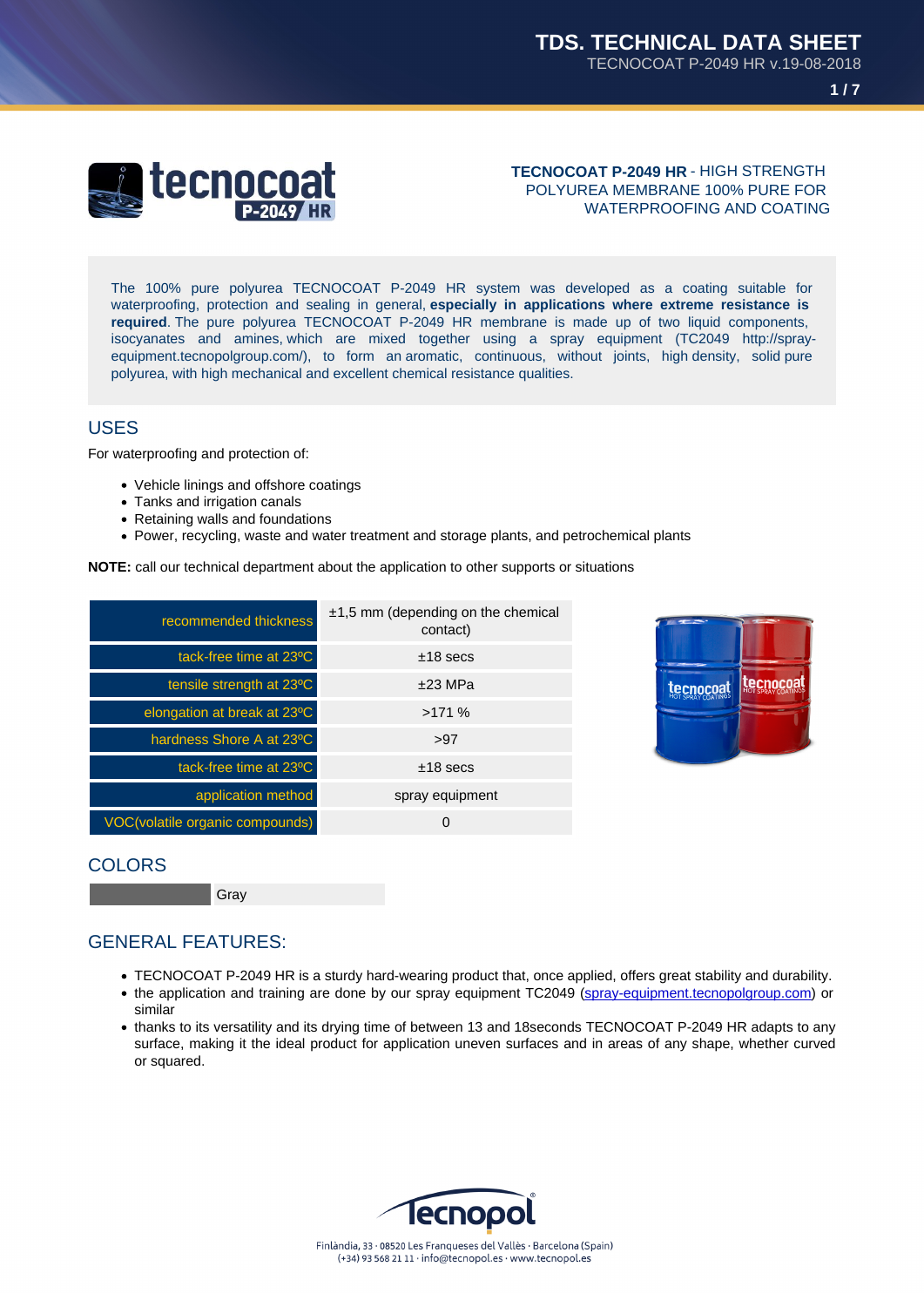**TECNOCOAT P-2049 HR** - HIGH STRENGTH POLYUREA MEMBRANE 100% PURE FOR WATERPROOFING AND COATING

The 100% pure polyurea TECNOCOAT P-2049 HR system was developed as a coating suitable for waterproofing, protection and sealing in general, **especially in applications where extreme resistance is required**. The pure polyurea TECNOCOAT P-2049 HR membrane is made up of two liquid components, isocyanates and amines, which are mixed together using a spray equipment (TC2049 http://spray-equipment.tecnopolgroup.com/), to form an aromatic, continuous, without joints, high density, solid pure polyurea, with high mechanical and excellent chemical resistance qualities.

## USES

For waterproofing and protection of:

- Vehicle linings and offshore coatings
- Tanks and irrigation canals
- Retaining walls and foundations
- Power, recycling, waste and water treatment and storage plants, and petrochemical plants

**NOTE:** call our technical department about the application to other supports or situations

| | |
|---|---|
| recommended thickness | ±1,5 mm (depending on the chemical contact) |
| tack-free time at 23ºC | ±18 secs |
| tensile strength at 23ºC | ±23 MPa |
| elongation at break at 23ºC | >171 % |
| hardness Shore A at 23ºC | >97 |
| tack-free time at 23ºC | ±18 secs |
| application method | spray equipment |
| VOC(volatile organic compounds) | 0 |

## COLORS

| | |
|---|---|
| | Gray |

## GENERAL FEATURES:

- TECNOCOAT P-2049 HR is a sturdy hard-wearing product that, once applied, offers great stability and durability.
- the application and training are done by our spray equipment TC2049 (spray-equipment.tecnopolgroup.com) or similar
- thanks to its versatility and its drying time of between 13 and 18seconds TECNOCOAT P-2049 HR adapts to any surface, making it the ideal product for application uneven surfaces and in areas of any shape, whether curved or squared.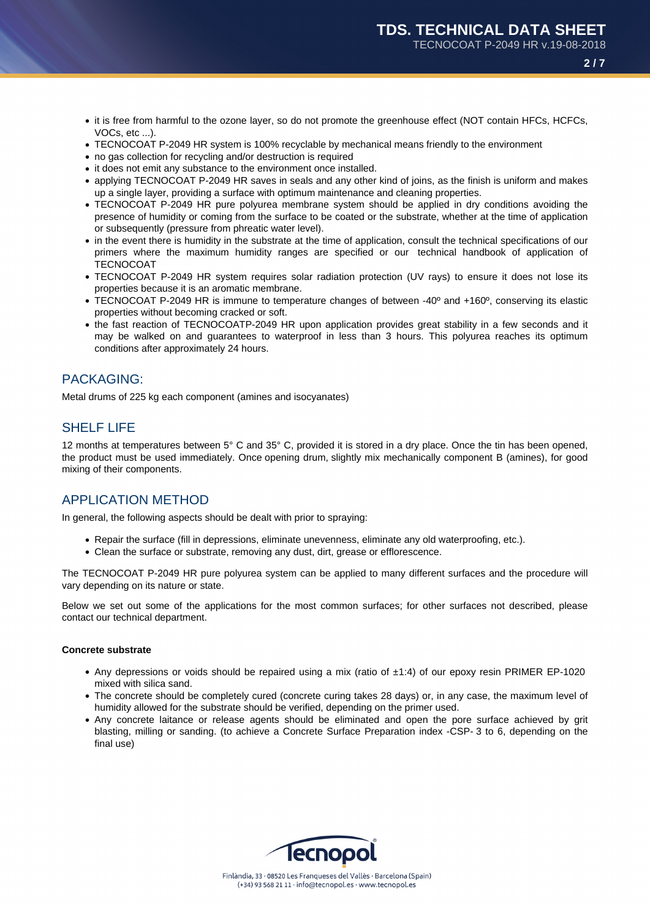- it is free from harmful to the ozone layer, so do not promote the greenhouse effect (NOT contain HFCs, HCFCs, VOCs, etc ...).
- TECNOCOAT P-2049 HR system is 100% recyclable by mechanical means friendly to the environment
- no gas collection for recycling and/or destruction is required
- it does not emit any substance to the environment once installed.
- applying TECNOCOAT P-2049 HR saves in seals and any other kind of joins, as the finish is uniform and makes up a single layer, providing a surface with optimum maintenance and cleaning properties.
- TECNOCOAT P-2049 HR pure polyurea membrane system should be applied in dry conditions avoiding the presence of humidity or coming from the surface to be coated or the substrate, whether at the time of application or subsequently (pressure from phreatic water level).
- in the event there is humidity in the substrate at the time of application, consult the technical specifications of our primers where the maximum humidity ranges are specified or our technical handbook of application of TECNOCOAT
- TECNOCOAT P-2049 HR system requires solar radiation protection (UV rays) to ensure it does not lose its properties because it is an aromatic membrane.
- TECNOCOAT P-2049 HR is immune to temperature changes of between -40º and +160º, conserving its elastic properties without becoming cracked or soft.
- the fast reaction of TECNOCOATP-2049 HR upon application provides great stability in a few seconds and it may be walked on and guarantees to waterproof in less than 3 hours. This polyurea reaches its optimum conditions after approximately 24 hours.

## PACKAGING:

Metal drums of 225 kg each component (amines and isocyanates)

## SHELF LIFE

12 months at temperatures between 5° C and 35° C, provided it is stored in a dry place. Once the tin has been opened, the product must be used immediately. Once opening drum, slightly mix mechanically component B (amines), for good mixing of their components.

## APPLICATION METHOD

In general, the following aspects should be dealt with prior to spraying:

- Repair the surface (fill in depressions, eliminate unevenness, eliminate any old waterproofing, etc.).
- Clean the surface or substrate, removing any dust, dirt, grease or efflorescence.

The TECNOCOAT P-2049 HR pure polyurea system can be applied to many different surfaces and the procedure will vary depending on its nature or state.

Below we set out some of the applications for the most common surfaces; for other surfaces not described, please contact our technical department.

**Concrete substrate**

- Any depressions or voids should be repaired using a mix (ratio of ±1:4) of our epoxy resin PRIMER EP-1020 mixed with silica sand.
- The concrete should be completely cured (concrete curing takes 28 days) or, in any case, the maximum level of humidity allowed for the substrate should be verified, depending on the primer used.
- Any concrete laitance or release agents should be eliminated and open the pore surface achieved by grit blasting, milling or sanding. (to achieve a Concrete Surface Preparation index -CSP- 3 to 6, depending on the final use)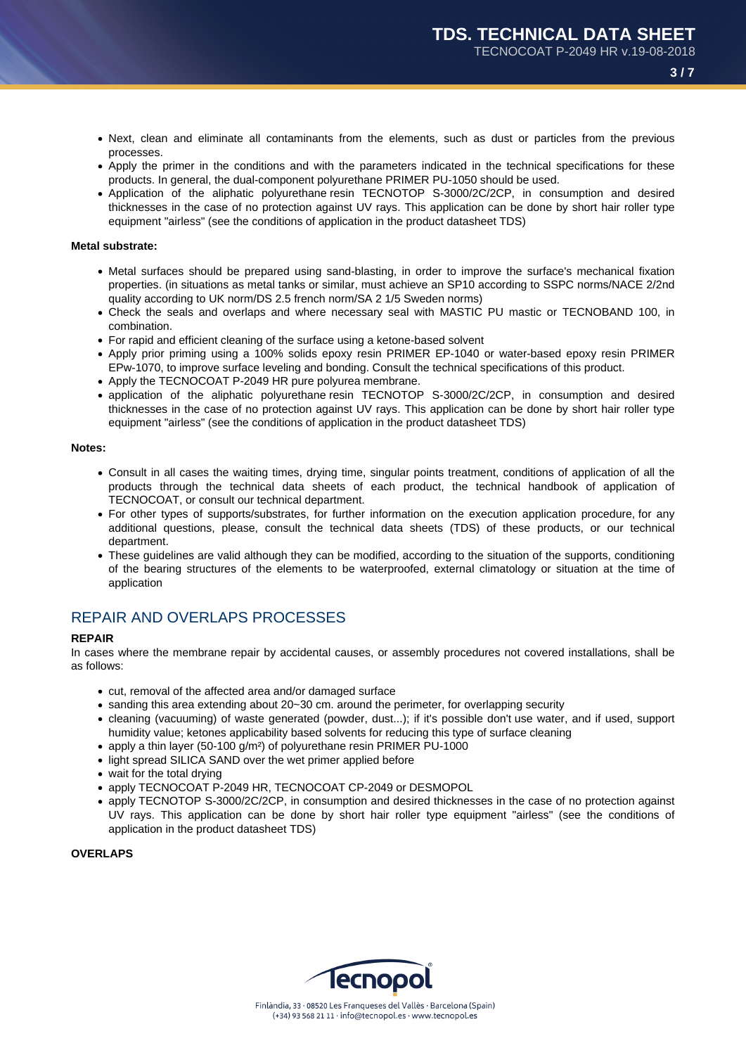- Next, clean and eliminate all contaminants from the elements, such as dust or particles from the previous processes.
- Apply the primer in the conditions and with the parameters indicated in the technical specifications for these products. In general, the dual-component polyurethane PRIMER PU-1050 should be used.
- Application of the aliphatic polyurethane resin TECNOTOP S-3000/2C/2CP, in consumption and desired thicknesses in the case of no protection against UV rays. This application can be done by short hair roller type equipment "airless" (see the conditions of application in the product datasheet TDS)

**Metal substrate:**

- Metal surfaces should be prepared using sand-blasting, in order to improve the surface's mechanical fixation properties. (in situations as metal tanks or similar, must achieve an SP10 according to SSPC norms/NACE 2/2nd quality according to UK norm/DS 2.5 french norm/SA 2 1/5 Sweden norms)
- Check the seals and overlaps and where necessary seal with MASTIC PU mastic or TECNOBAND 100, in combination.
- For rapid and efficient cleaning of the surface using a ketone-based solvent
- Apply prior priming using a 100% solids epoxy resin PRIMER EP-1040 or water-based epoxy resin PRIMER EPw-1070, to improve surface leveling and bonding. Consult the technical specifications of this product.
- Apply the TECNOCOAT P-2049 HR pure polyurea membrane.
- application of the aliphatic polyurethane resin TECNOTOP S-3000/2C/2CP, in consumption and desired thicknesses in the case of no protection against UV rays. This application can be done by short hair roller type equipment "airless" (see the conditions of application in the product datasheet TDS)

**Notes:**

- Consult in all cases the waiting times, drying time, singular points treatment, conditions of application of all the products through the technical data sheets of each product, the technical handbook of application of TECNOCOAT, or consult our technical department.
- For other types of supports/substrates, for further information on the execution application procedure, for any additional questions, please, consult the technical data sheets (TDS) of these products, or our technical department.
- These guidelines are valid although they can be modified, according to the situation of the supports, conditioning of the bearing structures of the elements to be waterproofed, external climatology or situation at the time of application

## REPAIR AND OVERLAPS PROCESSES

**REPAIR**

In cases where the membrane repair by accidental causes, or assembly procedures not covered installations, shall be as follows:

- cut, removal of the affected area and/or damaged surface
- sanding this area extending about 20~30 cm. around the perimeter, for overlapping security
- cleaning (vacuuming) of waste generated (powder, dust...); if it's possible don't use water, and if used, support humidity value; ketones applicability based solvents for reducing this type of surface cleaning
- apply a thin layer (50-100 g/m²) of polyurethane resin PRIMER PU-1000
- light spread SILICA SAND over the wet primer applied before
- wait for the total drying
- apply TECNOCOAT P-2049 HR, TECNOCOAT CP-2049 or DESMOPOL
- apply TECNOTOP S-3000/2C/2CP, in consumption and desired thicknesses in the case of no protection against UV rays. This application can be done by short hair roller type equipment "airless" (see the conditions of application in the product datasheet TDS)

**OVERLAPS**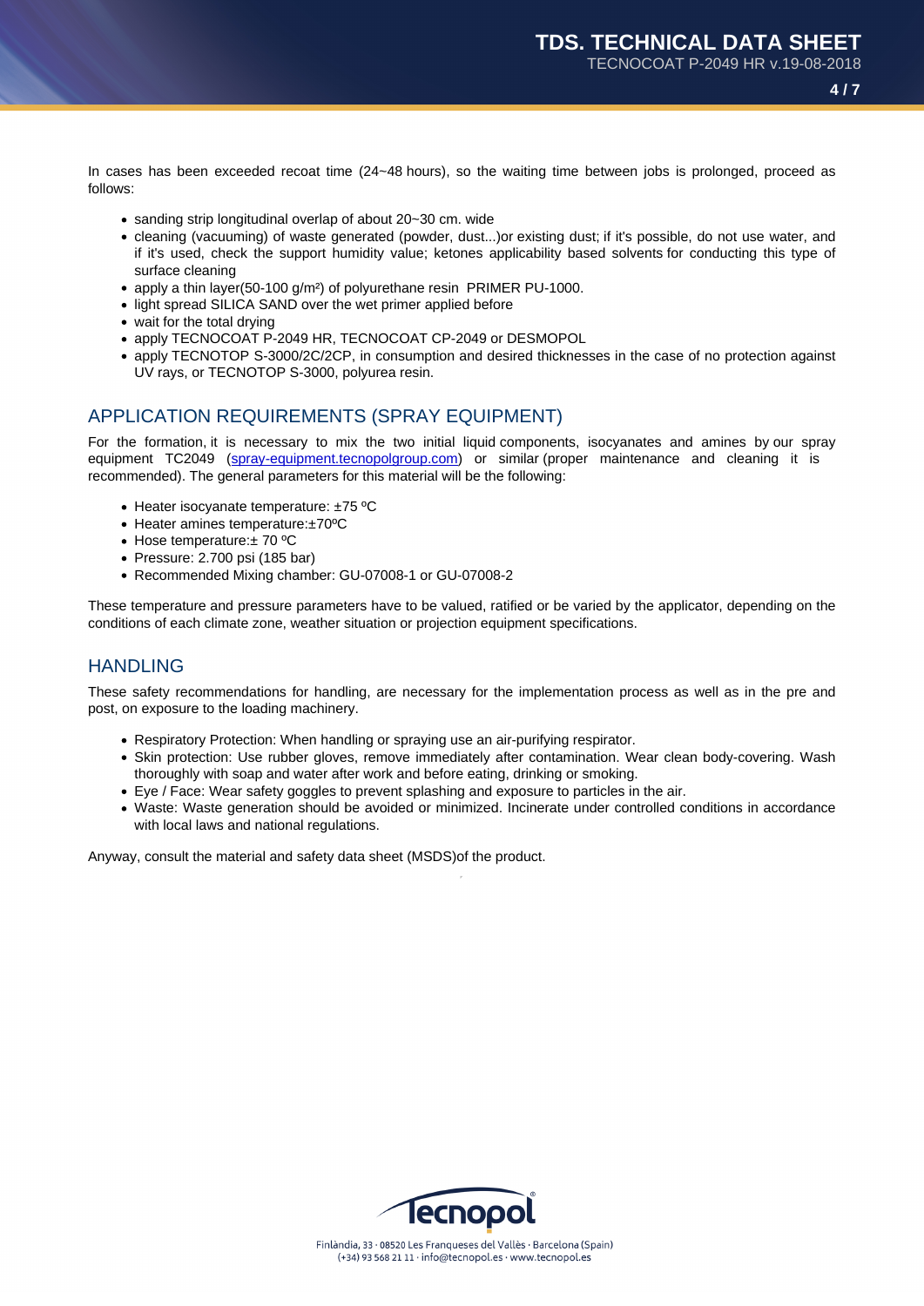In cases has been exceeded recoat time (24~48 hours), so the waiting time between jobs is prolonged, proceed as follows:

- sanding strip longitudinal overlap of about 20~30 cm. wide
- cleaning (vacuuming) of waste generated (powder, dust...)or existing dust; if it's possible, do not use water, and if it's used, check the support humidity value; ketones applicability based solvents for conducting this type of surface cleaning
- apply a thin layer(50-100 g/m²) of polyurethane resin PRIMER PU-1000.
- light spread SILICA SAND over the wet primer applied before
- wait for the total drying
- apply TECNOCOAT P-2049 HR, TECNOCOAT CP-2049 or DESMOPOL
- apply TECNOTOP S-3000/2C/2CP, in consumption and desired thicknesses in the case of no protection against UV rays, or TECNOTOP S-3000, polyurea resin.

## APPLICATION REQUIREMENTS (SPRAY EQUIPMENT)

For the formation, it is necessary to mix the two initial liquid components, isocyanates and amines by our spray equipment TC2049 (spray-equipment.tecnopolgroup.com) or similar (proper maintenance and cleaning it is recommended). The general parameters for this material will be the following:

- Heater isocyanate temperature: ±75 ºC
- Heater amines temperature:±70ºC
- Hose temperature:± 70 ºC
- Pressure: 2.700 psi (185 bar)
- Recommended Mixing chamber: GU-07008-1 or GU-07008-2

These temperature and pressure parameters have to be valued, ratified or be varied by the applicator, depending on the conditions of each climate zone, weather situation or projection equipment specifications.

## HANDLING

These safety recommendations for handling, are necessary for the implementation process as well as in the pre and post, on exposure to the loading machinery.

- Respiratory Protection: When handling or spraying use an air-purifying respirator.
- Skin protection: Use rubber gloves, remove immediately after contamination. Wear clean body-covering. Wash thoroughly with soap and water after work and before eating, drinking or smoking.
- Eye / Face: Wear safety goggles to prevent splashing and exposure to particles in the air.
- Waste: Waste generation should be avoided or minimized. Incinerate under controlled conditions in accordance with local laws and national regulations.

Anyway, consult the material and safety data sheet (MSDS)of the product.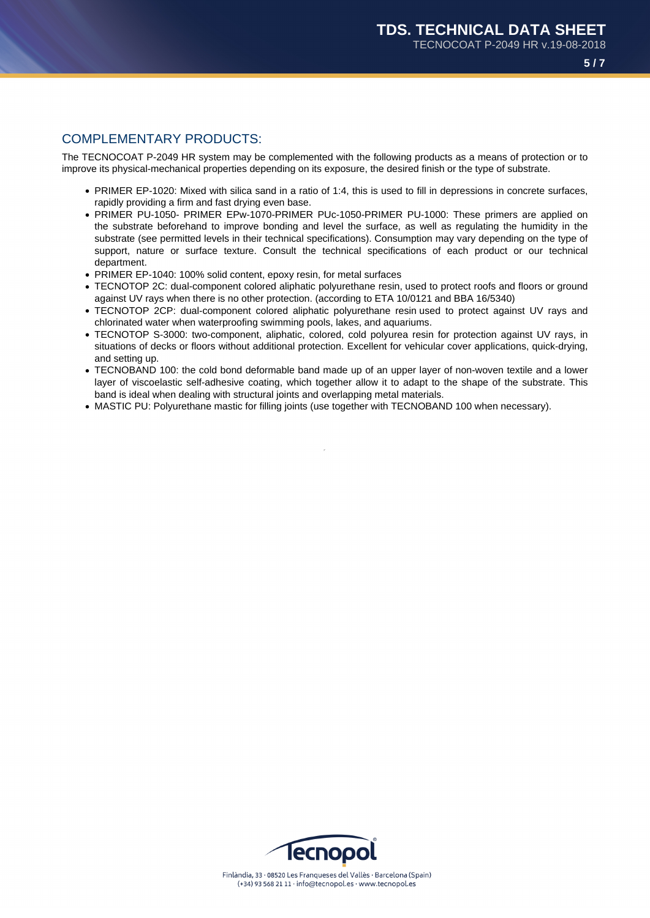## COMPLEMENTARY PRODUCTS:

The TECNOCOAT P-2049 HR system may be complemented with the following products as a means of protection or to improve its physical-mechanical properties depending on its exposure, the desired finish or the type of substrate.

- PRIMER EP-1020: Mixed with silica sand in a ratio of 1:4, this is used to fill in depressions in concrete surfaces, rapidly providing a firm and fast drying even base.
- PRIMER PU-1050- PRIMER EPw-1070-PRIMER PUc-1050-PRIMER PU-1000: These primers are applied on the substrate beforehand to improve bonding and level the surface, as well as regulating the humidity in the substrate (see permitted levels in their technical specifications). Consumption may vary depending on the type of support, nature or surface texture. Consult the technical specifications of each product or our technical department.
- PRIMER EP-1040: 100% solid content, epoxy resin, for metal surfaces
- TECNOTOP 2C: dual-component colored aliphatic polyurethane resin, used to protect roofs and floors or ground against UV rays when there is no other protection. (according to ETA 10/0121 and BBA 16/5340)
- TECNOTOP 2CP: dual-component colored aliphatic polyurethane resin used to protect against UV rays and chlorinated water when waterproofing swimming pools, lakes, and aquariums.
- TECNOTOP S-3000: two-component, aliphatic, colored, cold polyurea resin for protection against UV rays, in situations of decks or floors without additional protection. Excellent for vehicular cover applications, quick-drying, and setting up.
- TECNOBAND 100: the cold bond deformable band made up of an upper layer of non-woven textile and a lower layer of viscoelastic self-adhesive coating, which together allow it to adapt to the shape of the substrate. This band is ideal when dealing with structural joints and overlapping metal materials.
- MASTIC PU: Polyurethane mastic for filling joints (use together with TECNOBAND 100 when necessary).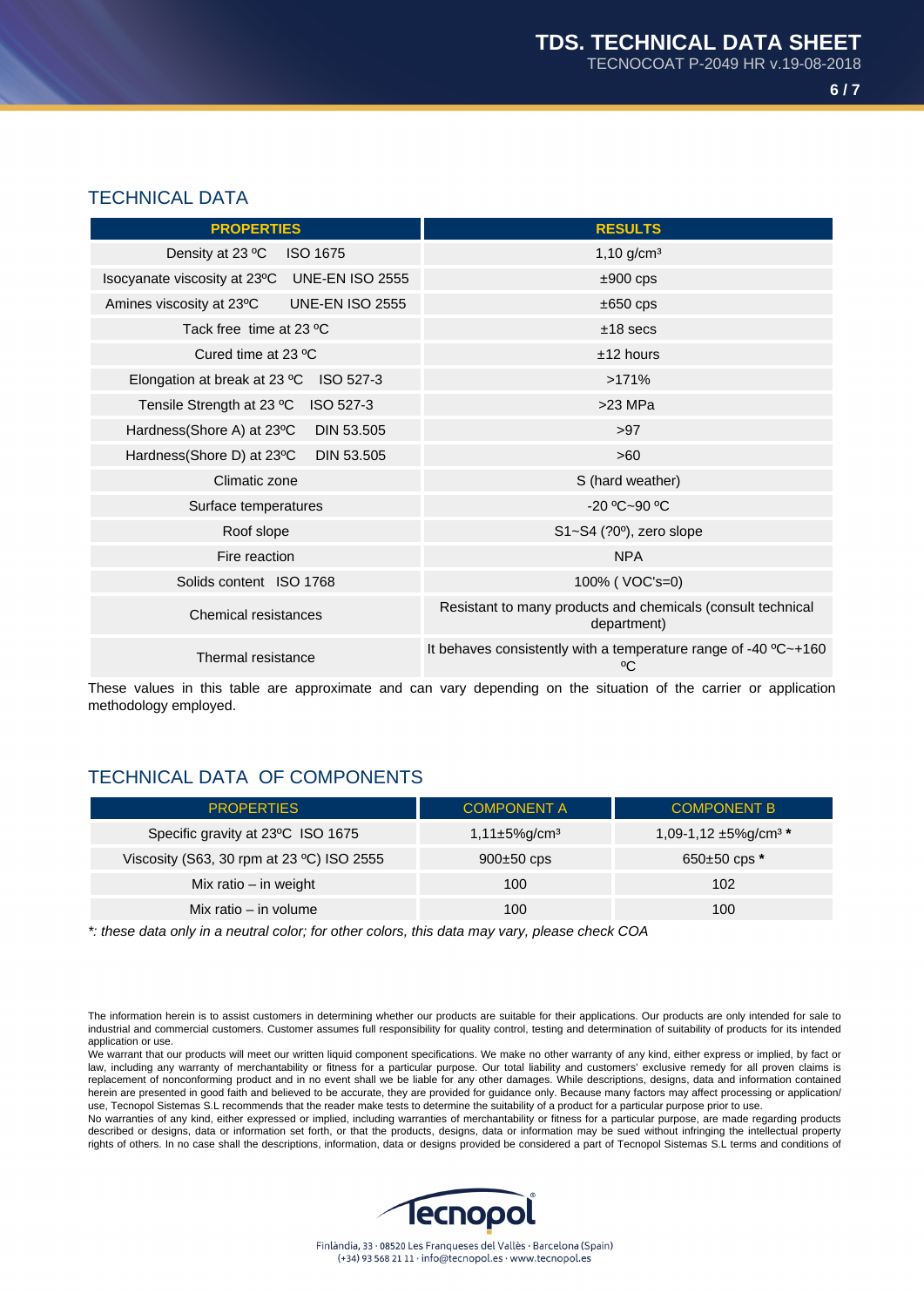## TECHNICAL DATA

| PROPERTIES | RESULTS |
|---|---|
| Density at 23 ºC ISO 1675 | 1,10 g/cm³ |
| Isocyanate viscosity at 23ºC UNE-EN ISO 2555 | ±900 cps |
| Amines viscosity at 23ºC UNE-EN ISO 2555 | ±650 cps |
| Tack free time at 23 ºC | ±18 secs |
| Cured time at 23 ºC | ±12 hours |
| Elongation at break at 23 ºC ISO 527-3 | >171% |
| Tensile Strength at 23 ºC ISO 527-3 | >23 MPa |
| Hardness(Shore A) at 23ºC DIN 53.505 | >97 |
| Hardness(Shore D) at 23ºC DIN 53.505 | >60 |
| Climatic zone | S (hard weather) |
| Surface temperatures | -20 ºC~90 ºC |
| Roof slope | S1~S4 (?20º), zero slope |
| Fire reaction | NPA |
| Solids content ISO 1768 | 100% ( VOC's=0) |
| Chemical resistances | Resistant to many products and chemicals (consult technical department) |
| Thermal resistance | It behaves consistently with a temperature range of -40 ºC~+160 ºC |

These values in this table are approximate and can vary depending on the situation of the carrier or application methodology employed.

## TECHNICAL DATA OF COMPONENTS

| PROPERTIES | COMPONENT A | COMPONENT B |
|---|---|---|
| Specific gravity at 23ºC ISO 1675 | 1,11±5%g/cm³ | 1,09-1,12 ±5%g/cm³ **\*** |
| Viscosity (S63, 30 rpm at 23 ºC) ISO 2555 | 900±50 cps | 650±50 cps **\*** |
| Mix ratio – in weight | 100 | 102 |
| Mix ratio – in volume | 100 | 100 |

*\*: these data only in a neutral color; for other colors, this data may vary, please check COA*

The information herein is to assist customers in determining whether our products are suitable for their applications. Our products are only intended for sale to industrial and commercial customers. Customer assumes full responsibility for quality control, testing and determination of suitability of products for its intended application or use.

We warrant that our products will meet our written liquid component specifications. We make no other warranty of any kind, either express or implied, by fact or law, including any warranty of merchantability or fitness for a particular purpose. Our total liability and customers' exclusive remedy for all proven claims is replacement of nonconforming product and in no event shall we be liable for any other damages. While descriptions, designs, data and information contained herein are presented in good faith and believed to be accurate, they are provided for guidance only. Because many factors may affect processing or application/ use, Tecnopol Sistemas S.L recommends that the reader make tests to determine the suitability of a product for a particular purpose prior to use.

No warranties of any kind, either expressed or implied, including warranties of merchantability or fitness for a particular purpose, are made regarding products described or designs, data or information set forth, or that the products, designs, data or information may be sued without infringing the intellectual property rights of others. In no case shall the descriptions, information, data or designs provided be considered a part of Tecnopol Sistemas S.L terms and conditions of

Tecnopol

Finlàndia, 33 · 08520 Les Franqueses del Vallès · Barcelona (Spain)
(+34) 93 568 21 11 · info@tecnopol.es · www.tecnopol.es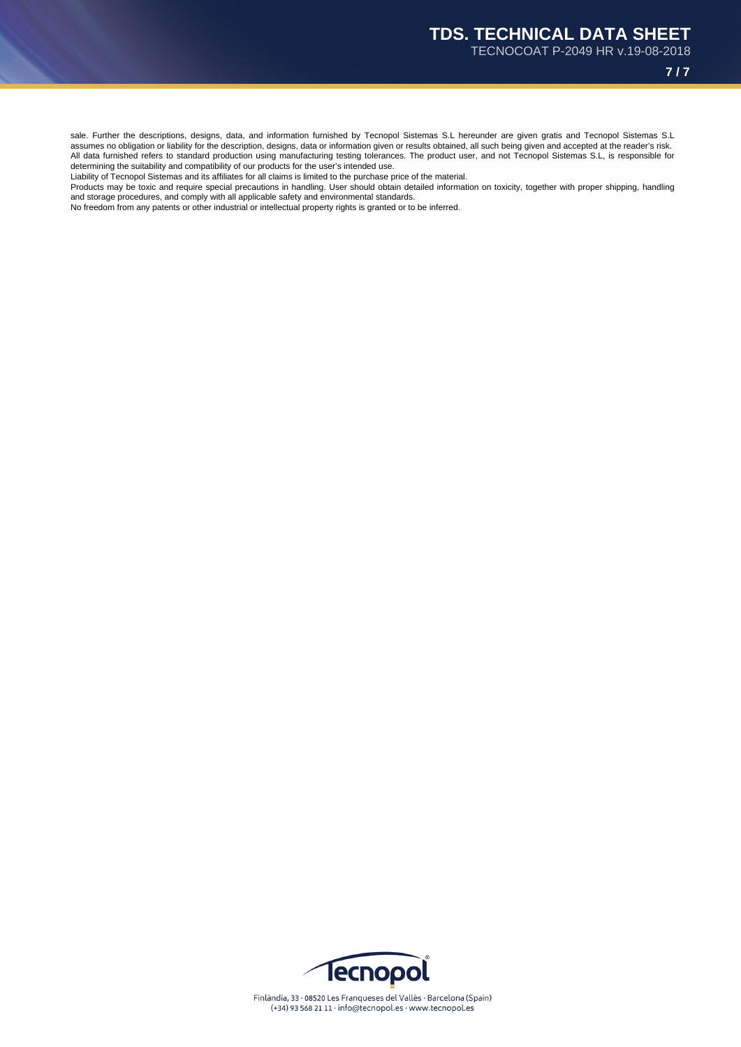sale. Further the descriptions, designs, data, and information furnished by Tecnopol Sistemas S.L hereunder are given gratis and Tecnopol Sistemas S.L assumes no obligation or liability for the description, designs, data or information given or results obtained, all such being given and accepted at the reader's risk. All data furnished refers to standard production using manufacturing testing tolerances. The product user, and not Tecnopol Sistemas S.L, is responsible for determining the suitability and compatibility of our products for the user's intended use.

Liability of Tecnopol Sistemas and its affiliates for all claims is limited to the purchase price of the material.

Products may be toxic and require special precautions in handling. User should obtain detailed information on toxicity, together with proper shipping, handling and storage procedures, and comply with all applicable safety and environmental standards.

No freedom from any patents or other industrial or intellectual property rights is granted or to be inferred.

Tecnopol

Finlàndia, 33 · 08520 Les Franqueses del Vallès · Barcelona (Spain)
(+34) 93 568 21 11 · info@tecnopol.es · www.tecnopol.es